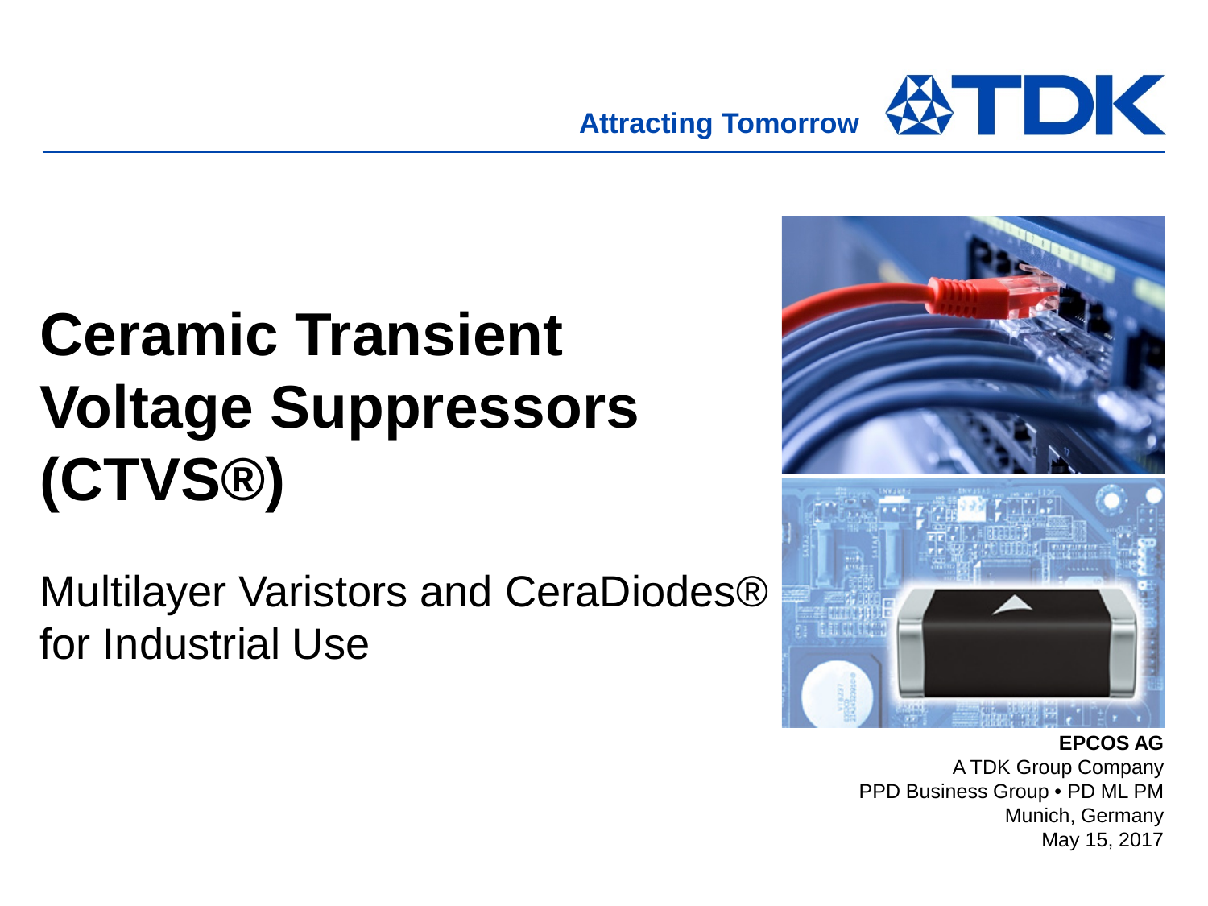Attracting Tomorrow TDK

# Ceramic Transient Voltage Suppressors (CTVS®)

Multilayer Varistors and CeraDiodes® for Industrial Use

**EPCOS AG**
A TDK Group Company
PPD Business Group • PD ML PM
Munich, Germany
May 15, 2017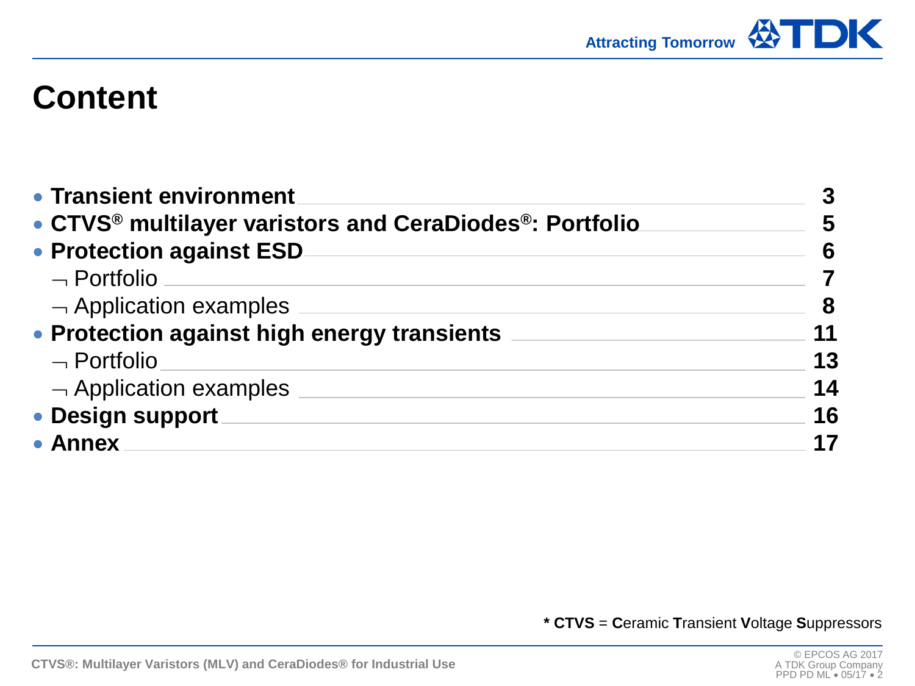# Content

- **Transient environment** ........ **3**
- **CTVS® multilayer varistors and CeraDiodes®: Portfolio** ........ **5**
- **Protection against ESD** ........ **6**
  - Portfolio ........ **7**
  - Application examples ........ **8**
- **Protection against high energy transients** ........ **11**
  - Portfolio ........ **13**
  - Application examples ........ **14**
- **Design support** ........ **16**
- **Annex** ........ **17**

**\* CTVS** = **C**eramic **T**ransient **V**oltage **S**uppressors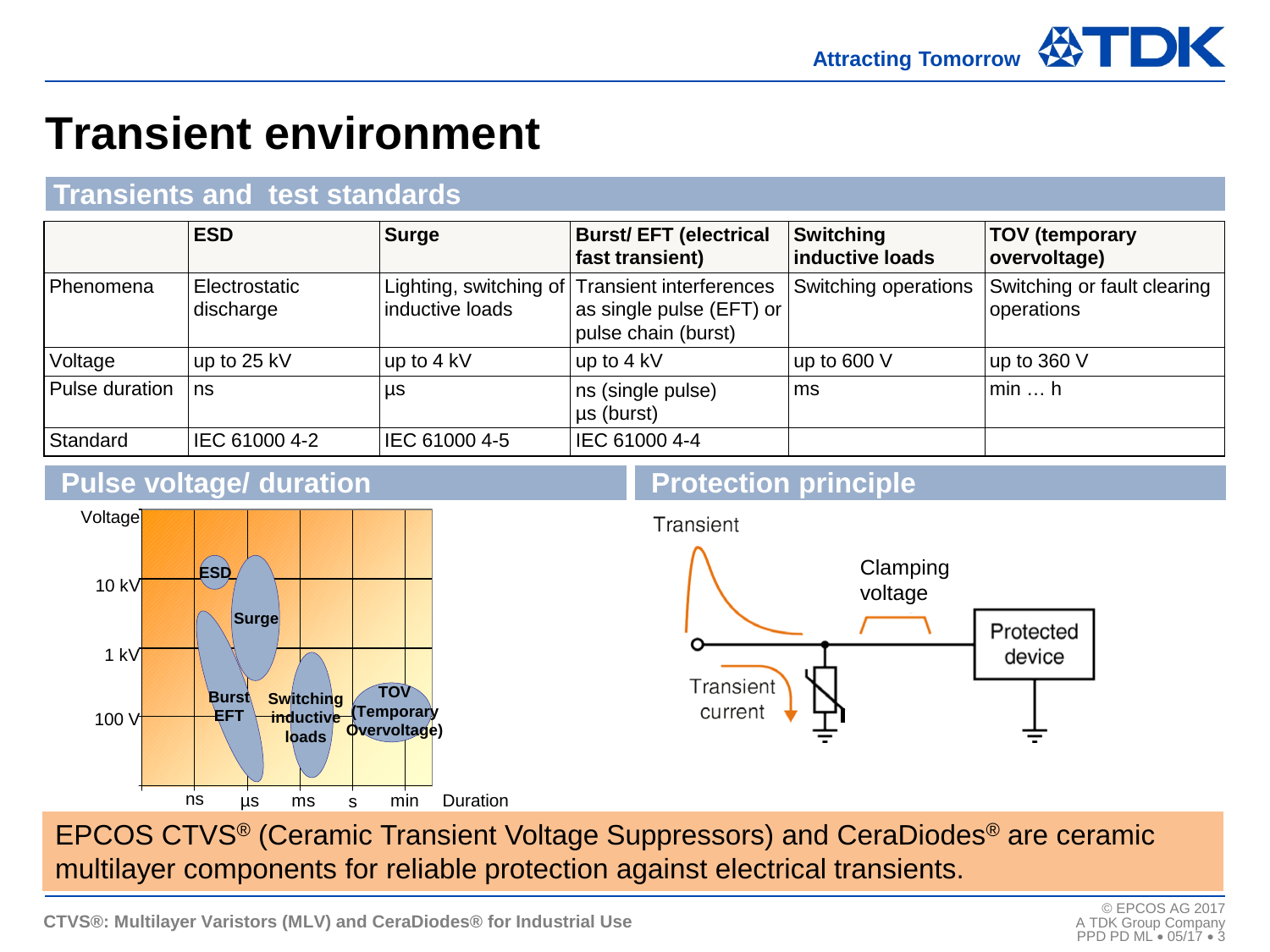# Transient environment

## Transients and test standards

| | ESD | Surge | Burst/ EFT (electrical fast transient) | Switching inductive loads | TOV (temporary overvoltage) |
|---|---|---|---|---|---|
| Phenomena | Electrostatic discharge | Lighting, switching of inductive loads | Transient interferences as single pulse (EFT) or pulse chain (burst) | Switching operations | Switching or fault clearing operations |
| Voltage | up to 25 kV | up to 4 kV | up to 4 kV | up to 600 V | up to 360 V |
| Pulse duration | ns | µs | ns (single pulse)<br>µs (burst) | ms | min … h |
| Standard | IEC 61000 4-2 | IEC 61000 4-5 | IEC 61000 4-4 | | |

## Pulse voltage/ duration

Voltage: 10 kV, 1 kV, 100 V

Duration: ns, µs, ms, s, min

ESD, Surge, Burst EFT, Switching inductive loads, TOV (Temporary Overvoltage)

## Protection principle

Transient, Clamping voltage, Protected device, Transient current

EPCOS CTVS® (Ceramic Transient Voltage Suppressors) and CeraDiodes® are ceramic multilayer components for reliable protection against electrical transients.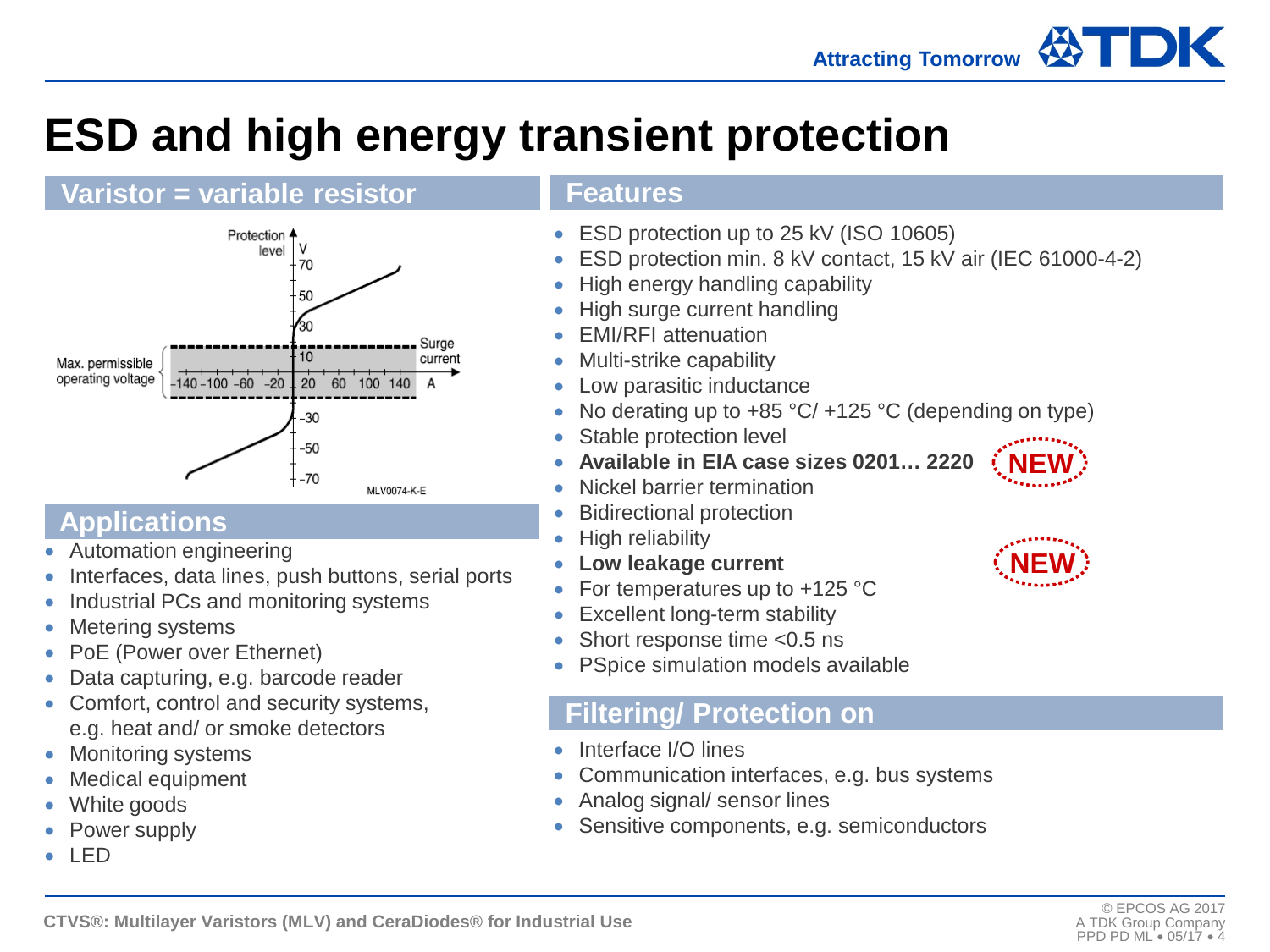# ESD and high energy transient protection

## Varistor = variable resistor

## Applications

- Automation engineering
- Interfaces, data lines, push buttons, serial ports
- Industrial PCs and monitoring systems
- Metering systems
- PoE (Power over Ethernet)
- Data capturing, e.g. barcode reader
- Comfort, control and security systems, e.g. heat and/ or smoke detectors
- Monitoring systems
- Medical equipment
- White goods
- Power supply
- LED

## Features

- ESD protection up to 25 kV (ISO 10605)
- ESD protection min. 8 kV contact, 15 kV air (IEC 61000-4-2)
- High energy handling capability
- High surge current handling
- EMI/RFI attenuation
- Multi-strike capability
- Low parasitic inductance
- No derating up to +85 °C/ +125 °C (depending on type)
- Stable protection level
- **Available in EIA case sizes 0201… 2220** NEW
- Nickel barrier termination
- Bidirectional protection
- High reliability
- **Low leakage current** NEW
- For temperatures up to +125 °C
- Excellent long-term stability
- Short response time <0.5 ns
- PSpice simulation models available

## Filtering/ Protection on

- Interface I/O lines
- Communication interfaces, e.g. bus systems
- Analog signal/ sensor lines
- Sensitive components, e.g. semiconductors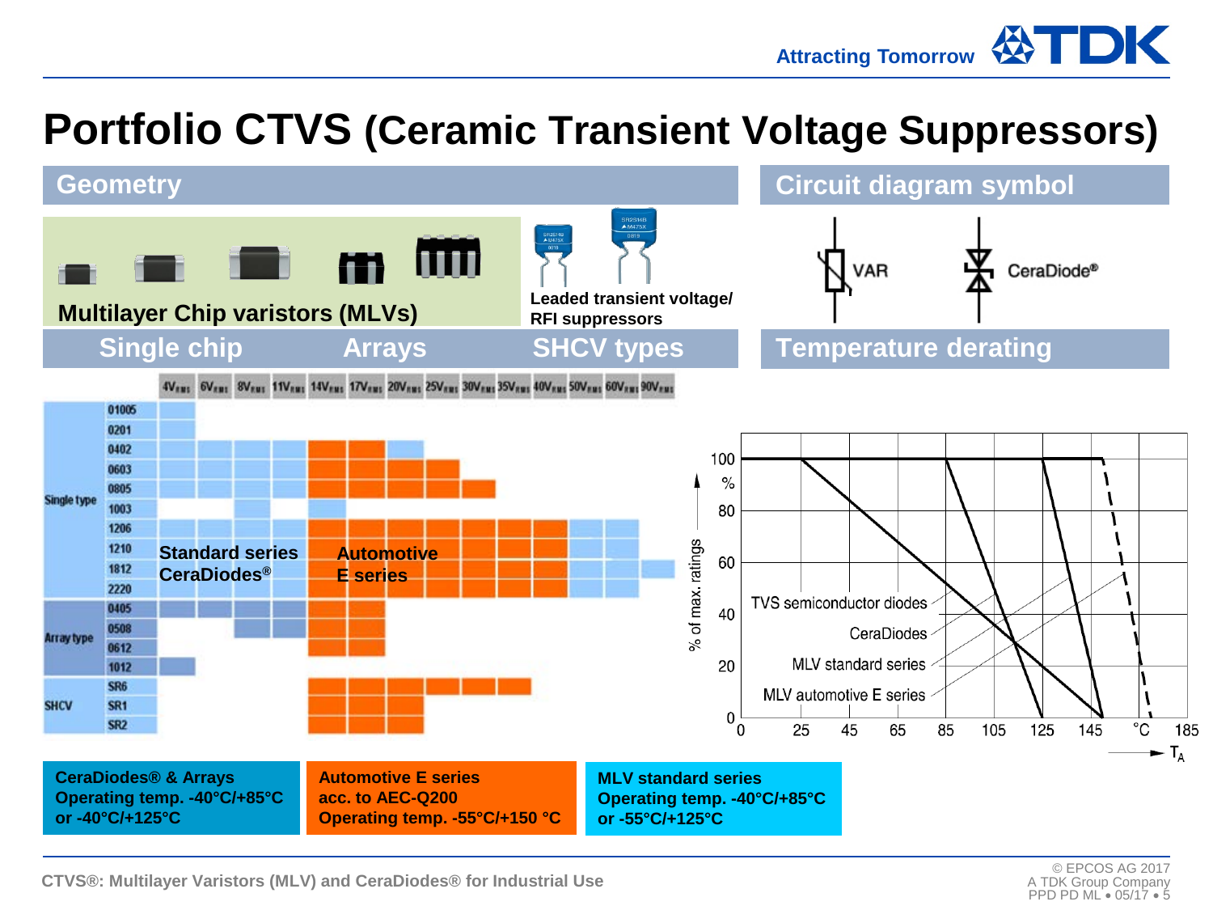# Portfolio CTVS (Ceramic Transient Voltage Suppressors)

## Geometry

Multilayer Chip varistors (MLVs)

Leaded transient voltage/ RFI suppressors

Single chip | Arrays | SHCV types

## Circuit diagram symbol

VAR

CeraDiode®

## Temperature derating

| | | 4V RMS | 6V RMS | 8V RMS | 11V RMS | 14V RMS | 17V RMS | 20V RMS | 25V RMS | 30V RMS | 35V RMS | 40V RMS | 50V RMS | 60V RMS | 90V RMS |
|---|---|---|---|---|---|---|---|---|---|---|---|---|---|---|---|
| Single type | 01005 | | | | | | | | | | | | | | |
| | 0201 | | | | | | | | | | | | | | |
| | 0402 | | | | | | | | | | | | | | |
| | 0603 | | | | | | | | | | | | | | |
| | 0805 | | | | | | | | | | | | | | |
| | 1003 | | | | | | | | | | | | | | |
| | 1206 | | | | | | | | | | | | | | |
| | 1210 | | | | | | | | | | | | | | |
| | 1812 | | | | | | | | | | | | | | |
| | 2220 | | | | | | | | | | | | | | |
| Array type | 0405 | | | | | | | | | | | | | | |
| | 0508 | | | | | | | | | | | | | | |
| | 0612 | | | | | | | | | | | | | | |
| | 1012 | | | | | | | | | | | | | | |
| SHCV | SR6 | | | | | | | | | | | | | | |
| | SR1 | | | | | | | | | | | | | | |
| | SR2 | | | | | | | | | | | | | | |

Standard series CeraDiodes®

Automotive E series

Chart: % of max. ratings (0–100 %) vs. $T_A$ (°C, 0–185): TVS semiconductor diodes, CeraDiodes, MLV standard series, MLV automotive E series

**CeraDiodes® & Arrays**
**Operating temp. -40°C/+85°C or -40°C/+125°C**

**Automotive E series acc. to AEC-Q200**
**Operating temp. -55°C/+150 °C**

**MLV standard series**
**Operating temp. -40°C/+85°C or -55°C/+125°C**

CTVS®: Multilayer Varistors (MLV) and CeraDiodes® for Industrial Use

© EPCOS AG 2017
A TDK Group Company
PPD PD ML • 05/17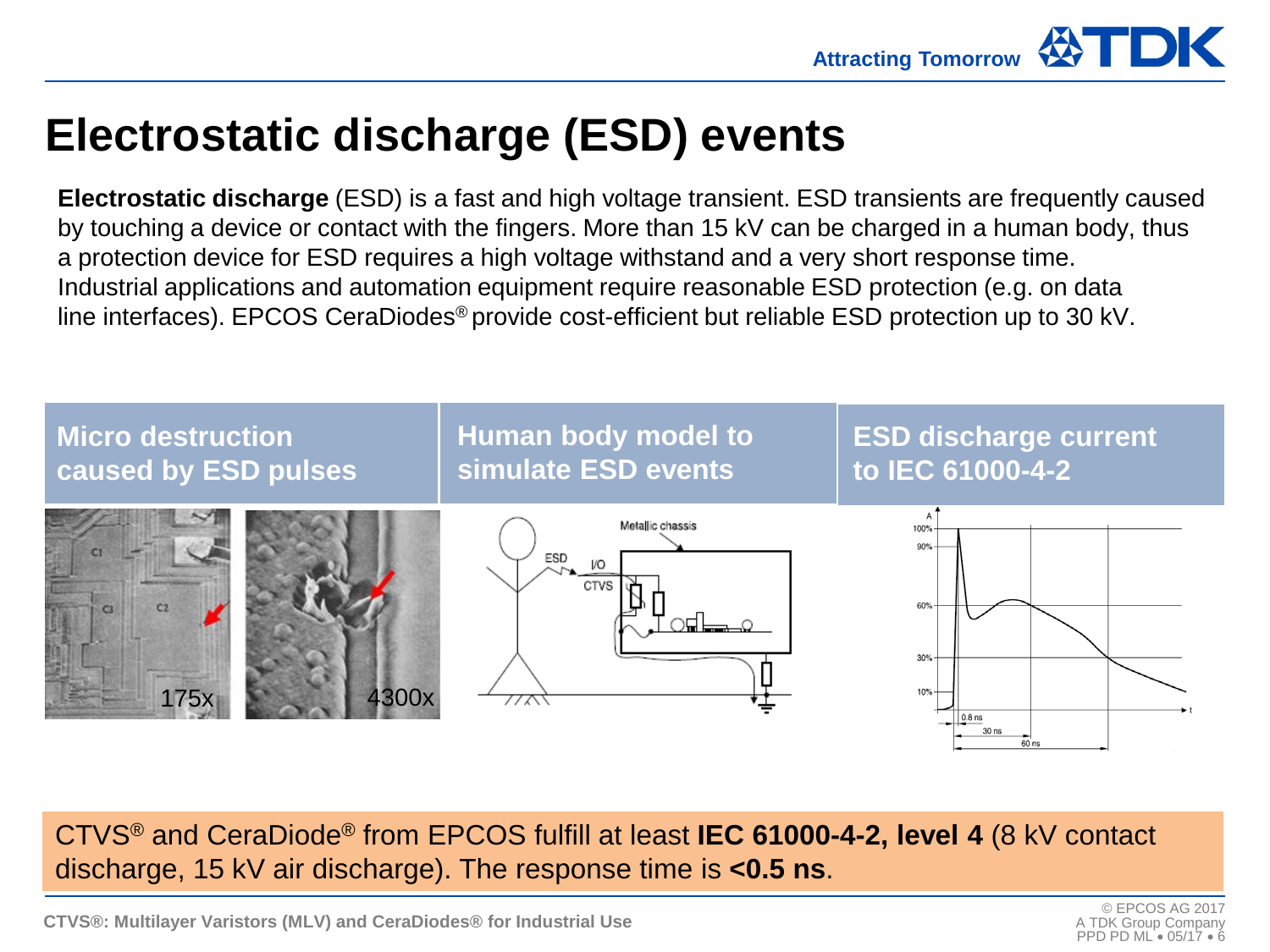# Electrostatic discharge (ESD) events

**Electrostatic discharge** (ESD) is a fast and high voltage transient. ESD transients are frequently caused by touching a device or contact with the fingers. More than 15 kV can be charged in a human body, thus a protection device for ESD requires a high voltage withstand and a very short response time. Industrial applications and automation equipment require reasonable ESD protection (e.g. on data line interfaces). EPCOS CeraDiodes® provide cost-efficient but reliable ESD protection up to 30 kV.

| Micro destruction caused by ESD pulses | Human body model to simulate ESD events | ESD discharge current to IEC 61000-4-2 |
|---|---|---|

CTVS® and CeraDiode® from EPCOS fulfill at least **IEC 61000-4-2, level 4** (8 kV contact discharge, 15 kV air discharge). The response time is **<0.5 ns**.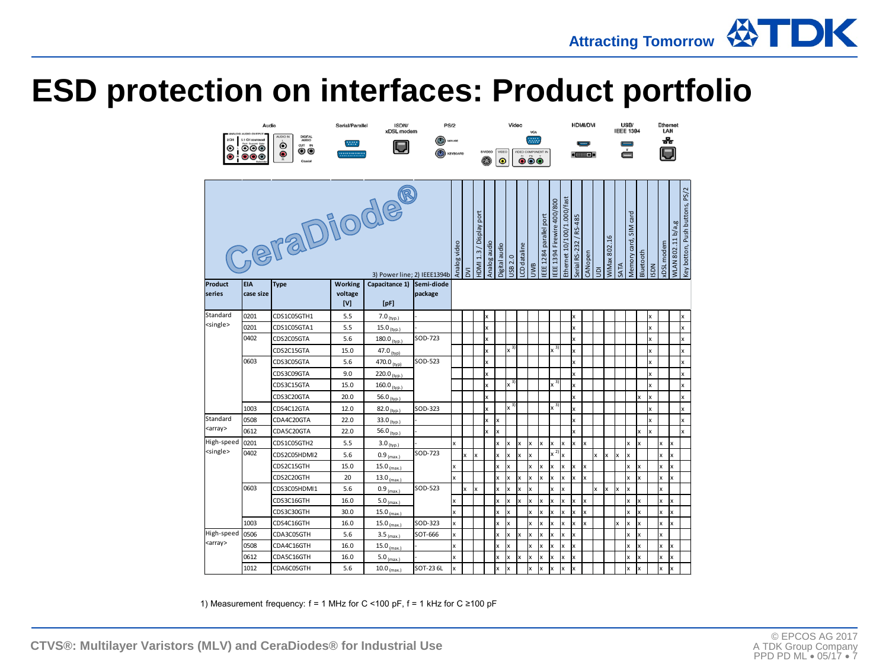# ESD protection on interfaces: Product portfolio

CeraDiode®

3) Power line; 2) IEEE1394b

| Product series | EIA case size | Type | Working voltage [V] | Capacitance 1) [pF] | Semi-diode package | Analog video | DVI | HDMI 1.3 / Display port | Analog audio | Digital audio | USB 2.0 | LCD dataline | UWB | IEEE 1284 parallel port | IEEE 1394 Firewire 400/800 | Ethernet 10/100/1.000/fast | Serial RS-232 / RS-485 | CANopen | UDI | WiMax 802.16 | SATA | Memory card, SIM card | Bluetooth | ISDN | xDSL modem | WLAN 802.11 b/a,g | Key botton, Push buttons, PS/2 |
|---|---|---|---|---|---|---|---|---|---|---|---|---|---|---|---|---|---|---|---|---|---|---|---|---|---|---|---|
| Standard <single> | 0201 | CDS1C05GTH1 | 5.5 | 7.0 (typ.) | - | | | | x | | | | | | | | x | | | | | | | x | | | x |
| | 0201 | CDS1C05GTA1 | 5.5 | 15.0 (typ.) | - | | | | x | | | | | | | | x | | | | | | | x | | | x |
| | 0402 | CDS2C05GTA | 5.6 | 180.0 (typ.) | SOD-723 | | | | x | | | | | | | | x | | | | | | | x | | | x |
| | | CDS2C15GTA | 15.0 | 47.0 (typ) | | | | | x | | x 3) | | | | x 3) | | x | | | | | | | x | | | x |
| | 0603 | CDS3C05GTA | 5.6 | 470.0 (typ) | SOD-523 | | | | x | | | | | | | | x | | | | | | | x | | | x |
| | | CDS3C09GTA | 9.0 | 220.0 (typ.) | | | | | x | | | | | | | | x | | | | | | | x | | | x |
| | | CDS3C15GTA | 15.0 | 160.0 (typ.) | | | | | x | | x 3) | | | | x 3) | | x | | | | | | | x | | | x |
| | | CDS3C20GTA | 20.0 | 56.0 (typ.) | | | | | x | | | | | | | | x | | | | | | x | x | | | x |
| | 1003 | CDS4C12GTA | 12.0 | 82.0 (typ.) | SOD-323 | | | | x | | x 3) | | | | x 3) | | x | | | | | | | x | | | x |
| Standard <array> | 0508 | CDA4C20GTA | 22.0 | 33.0 (typ.) | - | | | | x | x | | | | | | | x | | | | | | | x | | | x |
| | 0612 | CDA5C20GTA | 22.0 | 56.0 (typ.) | - | | | | x | x | | | | | | | x | | | | | | x | x | | | x |
| High-speed <single> | 0201 | CDS1C05GTH2 | 5.5 | 3.0 (typ.) | - | x | | | | x | x | x | x | x | x | x | x | x | | | | x | x | | x | x | |
| | 0402 | CDS2C05HDMI2 | 5.6 | 0.9 (max.) | SOD-723 | | x | x | | x | x | x | x | | x 2) | x | | | x | x | x | x | | | x | x | |
| | | CDS2C15GTH | 15.0 | 15.0 (max.) | | x | | | | x | x | | x | x | x | x | x | x | | | | x | x | | x | x | |
| | | CDS2C20GTH | 20 | 13.0 (max.) | | x | | | | x | x | x | x | x | x | x | x | x | | | | x | x | | x | x | |
| | 0603 | CDS3C05HDMI1 | 5.6 | 0.9 (max.) | SOD-523 | | x | x | | x | x | x | x | | x | x | | | x | x | x | x | | | x | | |
| | | CDS3C16GTH | 16.0 | 5.0 (max.) | | x | | | | x | x | x | x | x | x | x | x | x | | | | x | x | | x | x | |
| | | CDS3C30GTH | 30.0 | 15.0 (max.) | | x | | | | x | x | | x | x | x | x | x | x | | | | x | x | | x | x | |
| | 1003 | CDS4C16GTH | 16.0 | 15.0 (max.) | SOD-323 | x | | | | x | x | | x | x | x | x | x | x | | | x | x | x | | x | x | |
| High-speed <array> | 0506 | CDA3C05GTH | 5.6 | 3.5 (max.) | SOT-666 | x | | | | x | x | x | x | x | x | x | x | | | | | x | x | | x | | |
| | 0508 | CDA4C16GTH | 16.0 | 15.0 (max.) | - | x | | | | x | x | | x | x | x | x | x | | | | | x | x | | x | x | |
| | 0612 | CDA5C16GTH | 16.0 | 5.0 (max.) | - | x | | | | x | x | x | x | x | x | x | x | | | | | x | x | | x | x | |
| | 1012 | CDA6C05GTH | 5.6 | 10.0 (max.) | SOT-23 6L | x | | | | x | x | | x | x | x | x | x | | | | | x | x | | x | x | |

1) Measurement frequency: f = 1 MHz for C <100 pF, f = 1 kHz for C ≥100 pF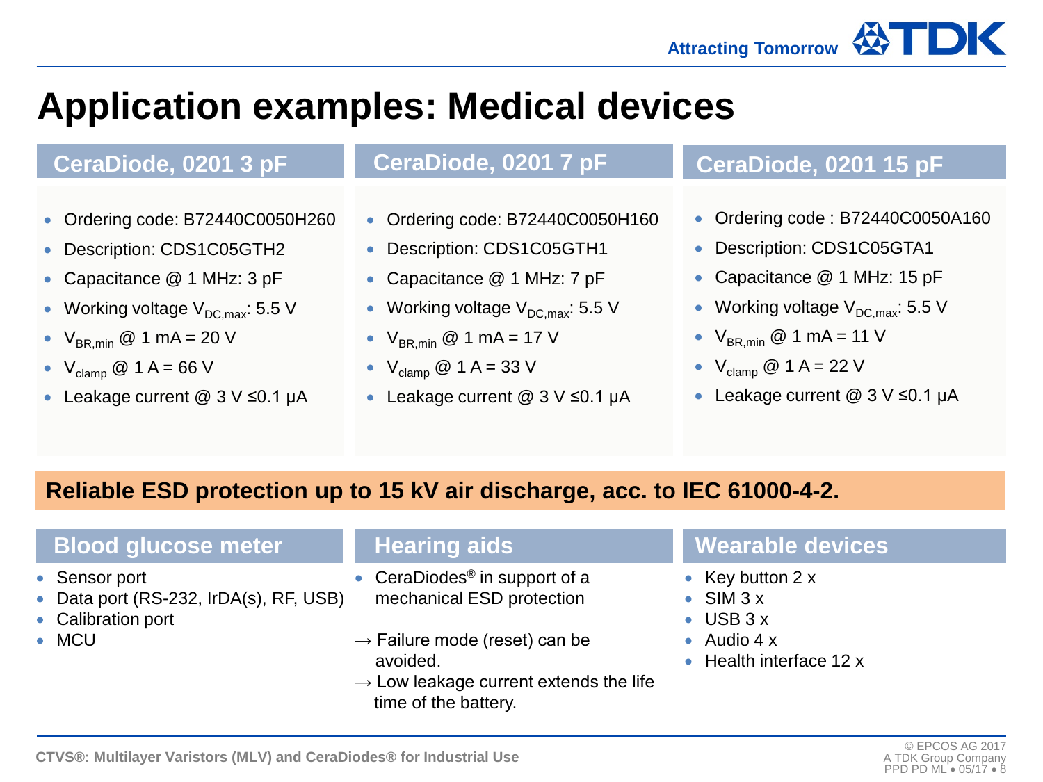# Application examples: Medical devices

## CeraDiode, 0201 3 pF

- Ordering code: B72440C0050H260
- Description: CDS1C05GTH2
- Capacitance @ 1 MHz: 3 pF
- Working voltage $V_{DC,max}$: 5.5 V
- $V_{BR,min}$ @ 1 mA = 20 V
- $V_{clamp}$ @ 1 A = 66 V
- Leakage current @ 3 V ≤0.1 µA

## CeraDiode, 0201 7 pF

- Ordering code: B72440C0050H160
- Description: CDS1C05GTH1
- Capacitance @ 1 MHz: 7 pF
- Working voltage $V_{DC,max}$: 5.5 V
- $V_{BR,min}$ @ 1 mA = 17 V
- $V_{clamp}$ @ 1 A = 33 V
- Leakage current @ 3 V ≤0.1 µA

## CeraDiode, 0201 15 pF

- Ordering code : B72440C0050A160
- Description: CDS1C05GTA1
- Capacitance @ 1 MHz: 15 pF
- Working voltage $V_{DC,max}$: 5.5 V
- $V_{BR,min}$ @ 1 mA = 11 V
- $V_{clamp}$ @ 1 A = 22 V
- Leakage current @ 3 V ≤0.1 µA

**Reliable ESD protection up to 15 kV air discharge, acc. to IEC 61000-4-2.**

## Blood glucose meter

- Sensor port
- Data port (RS-232, IrDA(s), RF, USB)
- Calibration port
- MCU

## Hearing aids

- CeraDiodes® in support of a mechanical ESD protection

→ Failure mode (reset) can be avoided.

→ Low leakage current extends the life time of the battery.

## Wearable devices

- Key button 2 x
- SIM 3 x
- USB 3 x
- Audio 4 x
- Health interface 12 x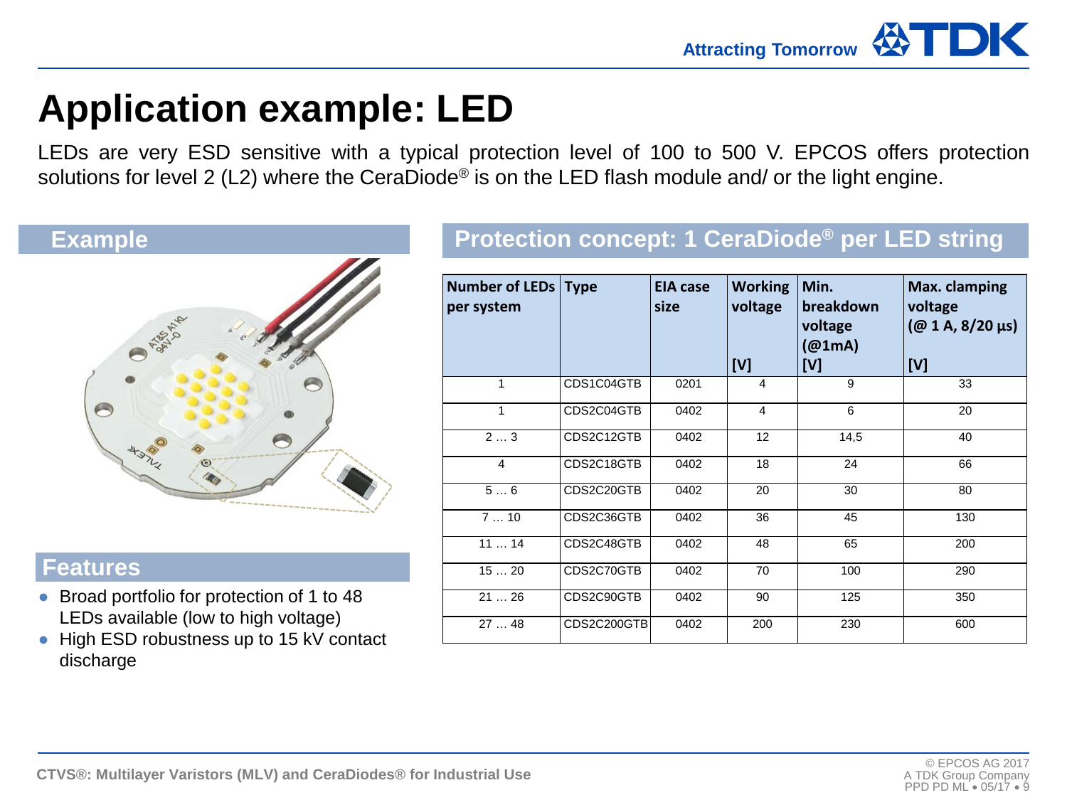# Application example: LED

LEDs are very ESD sensitive with a typical protection level of 100 to 500 V. EPCOS offers protection solutions for level 2 (L2) where the CeraDiode® is on the LED flash module and/ or the light engine.

## Example

## Features

- Broad portfolio for protection of 1 to 48 LEDs available (low to high voltage)
- High ESD robustness up to 15 kV contact discharge

## Protection concept: 1 CeraDiode® per LED string

| Number of LEDs per system | Type | EIA case size | Working voltage [V] | Min. breakdown voltage (@1mA) [V] | Max. clamping voltage (@ 1 A, 8/20 µs) [V] |
|---|---|---|---|---|---|
| 1 | CDS1C04GTB | 0201 | 4 | 9 | 33 |
| 1 | CDS2C04GTB | 0402 | 4 | 6 | 20 |
| 2 … 3 | CDS2C12GTB | 0402 | 12 | 14,5 | 40 |
| 4 | CDS2C18GTB | 0402 | 18 | 24 | 66 |
| 5 … 6 | CDS2C20GTB | 0402 | 20 | 30 | 80 |
| 7 … 10 | CDS2C36GTB | 0402 | 36 | 45 | 130 |
| 11 … 14 | CDS2C48GTB | 0402 | 48 | 65 | 200 |
| 15 … 20 | CDS2C70GTB | 0402 | 70 | 100 | 290 |
| 21 … 26 | CDS2C90GTB | 0402 | 90 | 125 | 350 |
| 27 … 48 | CDS2C200GTB | 0402 | 200 | 230 | 600 |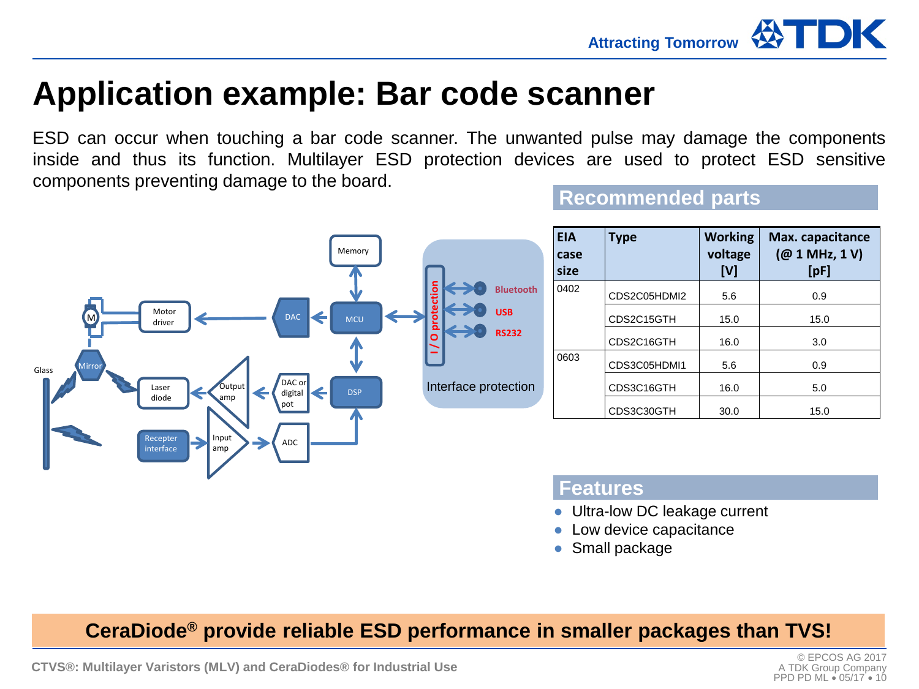# Application example: Bar code scanner

ESD can occur when touching a bar code scanner. The unwanted pulse may damage the components inside and thus its function. Multilayer ESD protection devices are used to protect ESD sensitive components preventing damage to the board.

## Recommended parts

| EIA case size | Type | Working voltage [V] | Max. capacitance (@ 1 MHz, 1 V) [pF] |
|---|---|---|---|
| 0402 | CDS2C05HDMI2 | 5.6 | 0.9 |
| | CDS2C15GTH | 15.0 | 15.0 |
| | CDS2C16GTH | 16.0 | 3.0 |
| 0603 | CDS3C05HDMI1 | 5.6 | 0.9 |
| | CDS3C16GTH | 16.0 | 5.0 |
| | CDS3C30GTH | 30.0 | 15.0 |

## Features

- Ultra-low DC leakage current
- Low device capacitance
- Small package

**CeraDiode® provide reliable ESD performance in smaller packages than TVS!**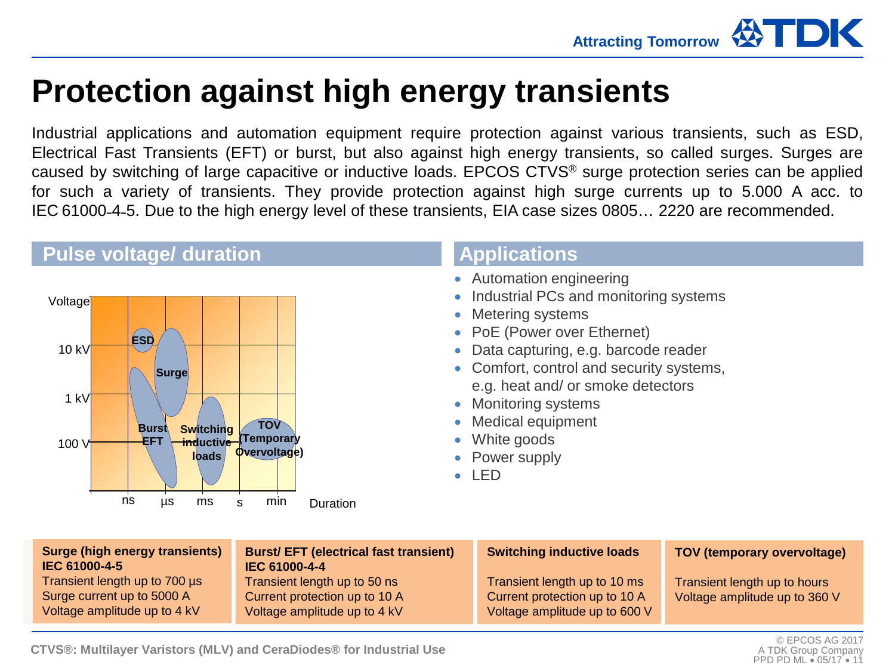# Protection against high energy transients

Industrial applications and automation equipment require protection against various transients, such as ESD, Electrical Fast Transients (EFT) or burst, but also against high energy transients, so called surges. Surges are caused by switching of large capacitive or inductive loads. EPCOS CTVS® surge protection series can be applied for such a variety of transients. They provide protection against high surge currents up to 5.000 A acc. to IEC 61000-4-5. Due to the high energy level of these transients, EIA case sizes 0805… 2220 are recommended.

## Pulse voltage/ duration

Voltage: 10 kV, 1 kV, 100 V

Duration: ns, µs, ms, s, min

ESD, Surge, Burst EFT, Switching inductive loads, TOV (Temporary Overvoltage)

## Applications

- Automation engineering
- Industrial PCs and monitoring systems
- Metering systems
- PoE (Power over Ethernet)
- Data capturing, e.g. barcode reader
- Comfort, control and security systems, e.g. heat and/ or smoke detectors
- Monitoring systems
- Medical equipment
- White goods
- Power supply
- LED

| **Surge (high energy transients) IEC 61000-4-5** | **Burst/ EFT (electrical fast transient) IEC 61000-4-4** | **Switching inductive loads** | **TOV (temporary overvoltage)** |
|---|---|---|---|
| Transient length up to 700 µs<br>Surge current up to 5000 A<br>Voltage amplitude up to 4 kV | Transient length up to 50 ns<br>Current protection up to 10 A<br>Voltage amplitude up to 4 kV | Transient length up to 10 ms<br>Current protection up to 10 A<br>Voltage amplitude up to 600 V | Transient length up to hours<br>Voltage amplitude up to 360 V |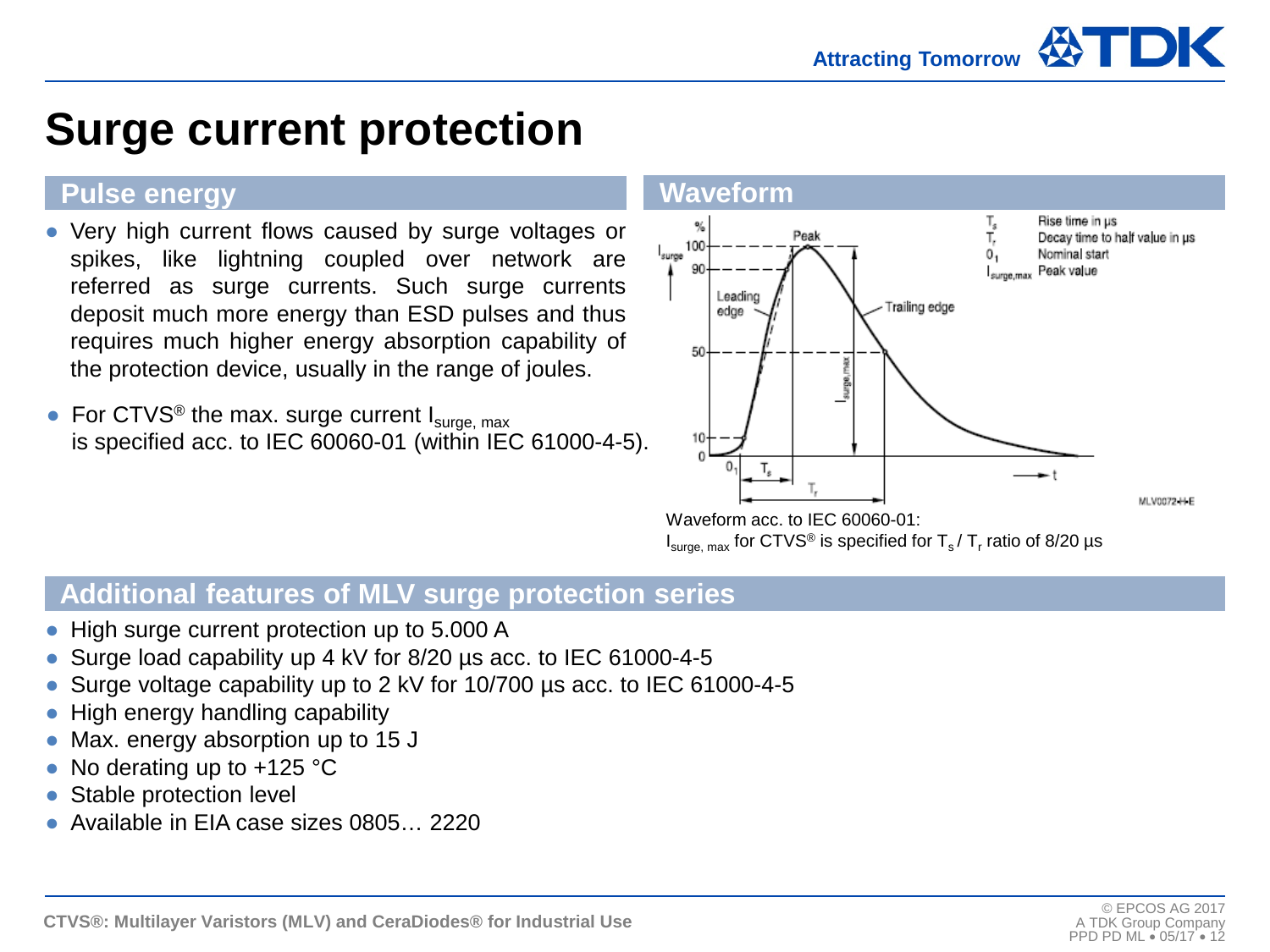# Surge current protection

## Pulse energy

- Very high current flows caused by surge voltages or spikes, like lightning coupled over network are referred as surge currents. Such surge currents deposit much more energy than ESD pulses and thus requires much higher energy absorption capability of the protection device, usually in the range of joules.
- For CTVS® the max. surge current $I_{surge,\,max}$ is specified acc. to IEC 60060-01 (within IEC 61000-4-5).

## Waveform

Waveform acc. to IEC 60060-01:
$I_{surge,\,max}$ for CTVS® is specified for $T_s$ / $T_r$ ratio of 8/20 µs

## Additional features of MLV surge protection series

- High surge current protection up to 5.000 A
- Surge load capability up 4 kV for 8/20 µs acc. to IEC 61000-4-5
- Surge voltage capability up to 2 kV for 10/700 µs acc. to IEC 61000-4-5
- High energy handling capability
- Max. energy absorption up to 15 J
- No derating up to +125 °C
- Stable protection level
- Available in EIA case sizes 0805… 2220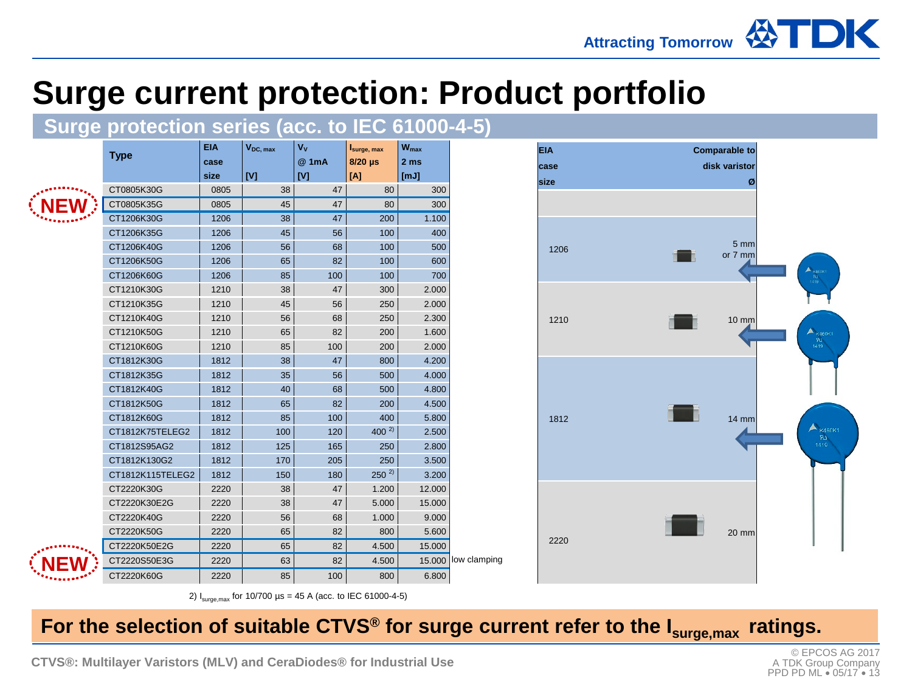# Surge current protection: Product portfolio

## Surge protection series (acc. to IEC 61000-4-5)

| | Type | EIA case size | $V_{DC, max}$ [V] | $V_V$ @ 1mA [V] | $I_{surge, max}$ 8/20 µs [A] | $W_{max}$ 2 ms [mJ] | |
|---|---|---|---|---|---|---|---|
| | CT0805K30G | 0805 | 38 | 47 | 80 | 300 | |
| NEW | CT0805K35G | 0805 | 45 | 47 | 80 | 300 | |
| | CT1206K30G | 1206 | 38 | 47 | 200 | 1.100 | |
| | CT1206K35G | 1206 | 45 | 56 | 100 | 400 | |
| | CT1206K40G | 1206 | 56 | 68 | 100 | 500 | |
| | CT1206K50G | 1206 | 65 | 82 | 100 | 600 | |
| | CT1206K60G | 1206 | 85 | 100 | 100 | 700 | |
| | CT1210K30G | 1210 | 38 | 47 | 300 | 2.000 | |
| | CT1210K35G | 1210 | 45 | 56 | 250 | 2.000 | |
| | CT1210K40G | 1210 | 56 | 68 | 250 | 2.300 | |
| | CT1210K50G | 1210 | 65 | 82 | 200 | 1.600 | |
| | CT1210K60G | 1210 | 85 | 100 | 200 | 2.000 | |
| | CT1812K30G | 1812 | 38 | 47 | 800 | 4.200 | |
| | CT1812K35G | 1812 | 35 | 56 | 500 | 4.000 | |
| | CT1812K40G | 1812 | 40 | 68 | 500 | 4.800 | |
| | CT1812K50G | 1812 | 65 | 82 | 200 | 4.500 | |
| | CT1812K60G | 1812 | 85 | 100 | 400 | 5.800 | |
| | CT1812K75TELEG2 | 1812 | 100 | 120 | 400 [2)] | 2.500 | |
| | CT1812S95AG2 | 1812 | 125 | 165 | 250 | 2.800 | |
| | CT1812K130G2 | 1812 | 170 | 205 | 250 | 3.500 | |
| | CT1812K115TELEG2 | 1812 | 150 | 180 | 250 [2)] | 3.200 | |
| | CT2220K30G | 2220 | 38 | 47 | 1.200 | 12.000 | |
| | CT2220K30E2G | 2220 | 38 | 47 | 5.000 | 15.000 | |
| | CT2220K40G | 2220 | 56 | 68 | 1.000 | 9.000 | |
| | CT2220K50G | 2220 | 65 | 82 | 800 | 5.600 | |
| | CT2220K50E2G | 2220 | 65 | 82 | 4.500 | 15.000 | |
| NEW | CT2220S50E3G | 2220 | 63 | 82 | 4.500 | 15.000 | low clamping |
| | CT2220K60G | 2220 | 85 | 100 | 800 | 6.800 | |

2) $I_{surge,max}$ for 10/700 µs = 45 A (acc. to IEC 61000-4-5)

| EIA case size | Comparable to disk varistor Ø |
|---|---|
| 1206 | 5 mm or 7 mm |
| 1210 | 10 mm |
| 1812 | 14 mm |
| 2220 | 20 mm |

**For the selection of suitable CTVS® for surge current refer to the $I_{surge,max}$ ratings.**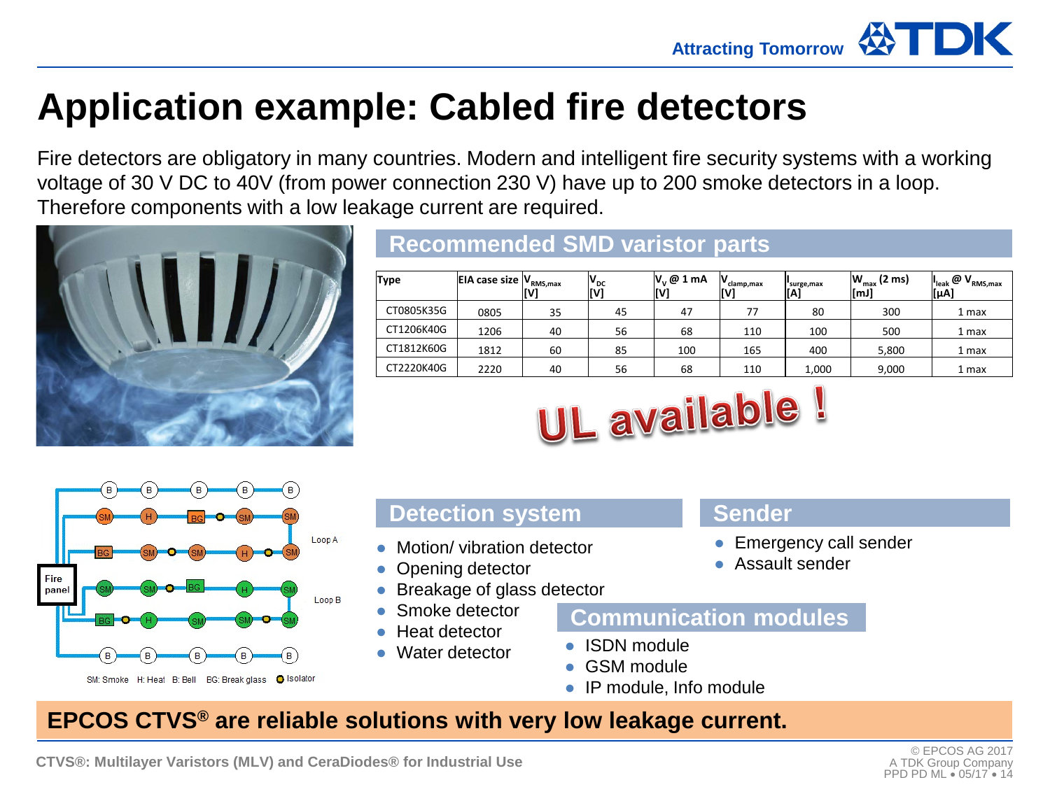# Application example: Cabled fire detectors

Fire detectors are obligatory in many countries. Modern and intelligent fire security systems with a working voltage of 30 V DC to 40V (from power connection 230 V) have up to 200 smoke detectors in a loop. Therefore components with a low leakage current are required.

## Recommended SMD varistor parts

| Type | EIA case size | $V_{RMS,max}$ [V] | $V_{DC}$ [V] | $V_V$ @ 1 mA [V] | $V_{clamp,max}$ [V] | $I_{surge,max}$ [A] | $W_{max}$ (2 ms) [mJ] | $I_{leak}$ @ $V_{RMS,max}$ [µA] |
|---|---|---|---|---|---|---|---|---|
| CT0805K35G | 0805 | 35 | 45 | 47 | 77 | 80 | 300 | 1 max |
| CT1206K40G | 1206 | 40 | 56 | 68 | 110 | 100 | 500 | 1 max |
| CT1812K60G | 1812 | 60 | 85 | 100 | 165 | 400 | 5,800 | 1 max |
| CT2220K40G | 2220 | 40 | 56 | 68 | 110 | 1,000 | 9,000 | 1 max |

UL available !

Fire panel — Loop A, Loop B

SM: Smoke H: Heat B: Bell BG: Break glass Isolator

## Detection system

- Motion/ vibration detector
- Opening detector
- Breakage of glass detector
- Smoke detector
- Heat detector
- Water detector

## Sender

- Emergency call sender
- Assault sender

## Communication modules

- ISDN module
- GSM module
- IP module, Info module

**EPCOS CTVS® are reliable solutions with very low leakage current.**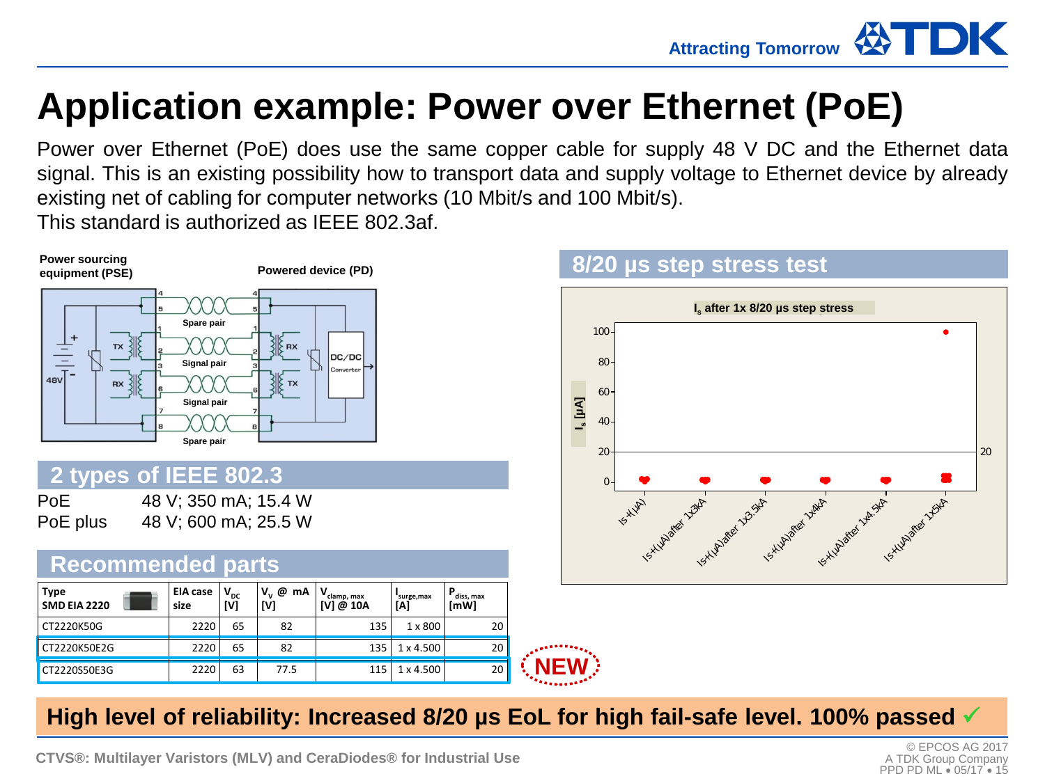# Application example: Power over Ethernet (PoE)

Power over Ethernet (PoE) does use the same copper cable for supply 48 V DC and the Ethernet data signal. This is an existing possibility how to transport data and supply voltage to Ethernet device by already existing net of cabling for computer networks (10 Mbit/s and 100 Mbit/s).
This standard is authorized as IEEE 802.3af.

Power sourcing equipment (PSE) — Powered device (PD)

Spare pair, Signal pair, Signal pair, Spare pair; 48V; TX; RX; DC/DC Converter

## 2 types of IEEE 802.3

| | |
|---|---|
| PoE | 48 V; 350 mA; 15.4 W |
| PoE plus | 48 V; 600 mA; 25.5 W |

## Recommended parts

| Type SMD EIA 2220 | EIA case size | $V_{DC}$ [V] | $V_V$ @ mA [V] | $V_{clamp, max}$ [V] @ 10A | $I_{surge,max}$ [A] | $P_{diss, max}$ [mW] |
|---|---|---|---|---|---|---|
| CT2220K50G | 2220 | 65 | 82 | 135 | 1 x 800 | 20 |
| CT2220K50E2G | 2220 | 65 | 82 | 135 | 1 x 4.500 | 20 |
| CT2220S50E3G | 2220 | 63 | 77.5 | 115 | 1 x 4.500 | 20 |

NEW

## 8/20 µs step stress test

$I_s$ after 1x 8/20 µs step stress

Y-axis: $I_s$ [µA] (0–100); limit line: 20

X-axis: Is+(µA), Is+(µA)after 1x3kA, Is+(µA)after 1x3.5kA, Is+(µA)after 1x4kA, Is+(µA)after 1x4.5kA, Is+(µA)after 1x5kA

**High level of reliability: Increased 8/20 µs EoL for high fail-safe level. 100% passed ✓**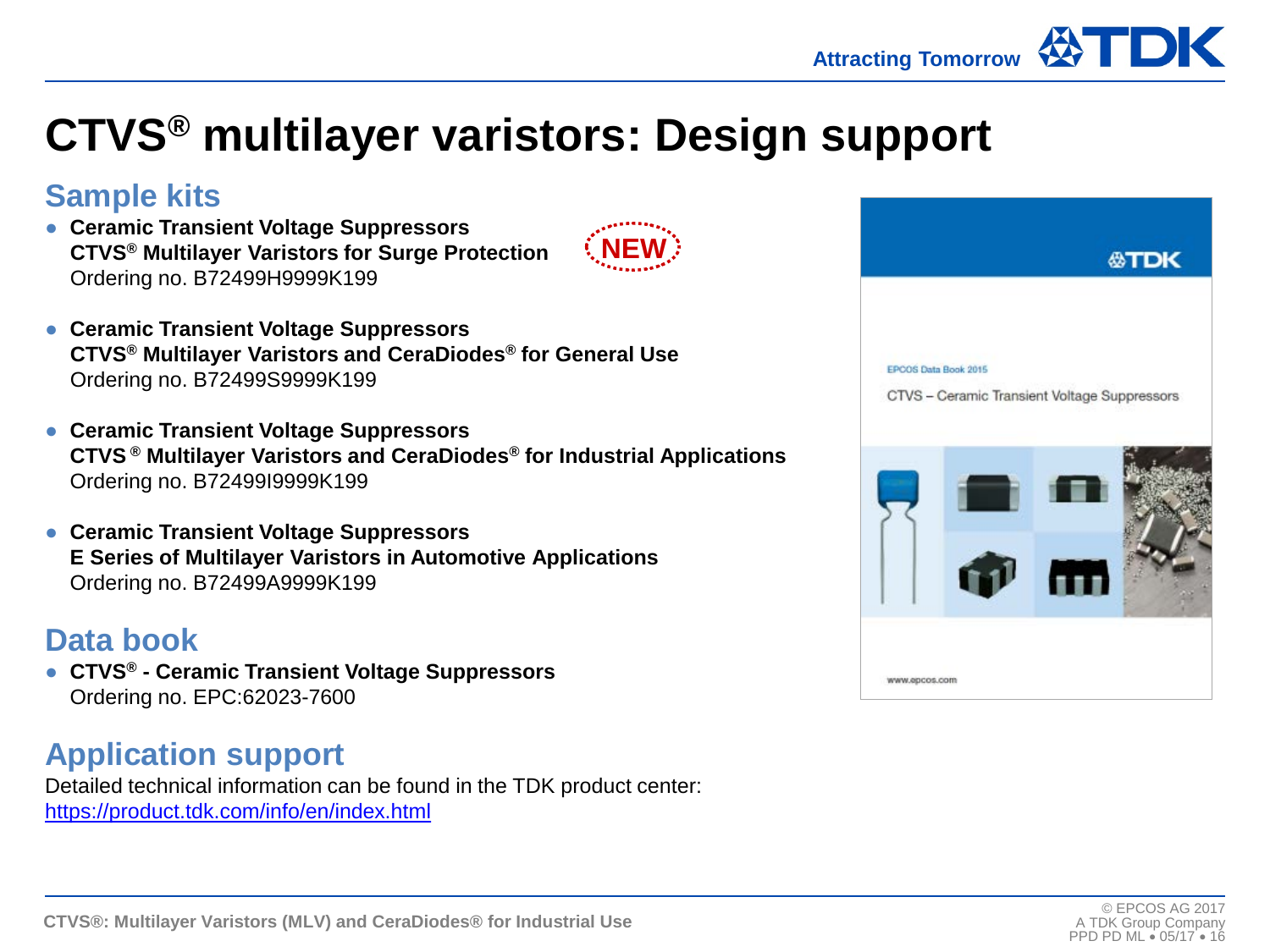# CTVS® multilayer varistors: Design support

## Sample kits

- **Ceramic Transient Voltage Suppressors**
  **CTVS® Multilayer Varistors for Surge Protection** NEW
  Ordering no. B72499H9999K199

- **Ceramic Transient Voltage Suppressors**
  **CTVS® Multilayer Varistors and CeraDiodes® for General Use**
  Ordering no. B72499S9999K199

- **Ceramic Transient Voltage Suppressors**
  **CTVS ® Multilayer Varistors and CeraDiodes® for Industrial Applications**
  Ordering no. B72499I9999K199

- **Ceramic Transient Voltage Suppressors**
  **E Series of Multilayer Varistors in Automotive Applications**
  Ordering no. B72499A9999K199

## Data book

- **CTVS® - Ceramic Transient Voltage Suppressors**
  Ordering no. EPC:62023-7600

## Application support

Detailed technical information can be found in the TDK product center:
https://product.tdk.com/info/en/index.html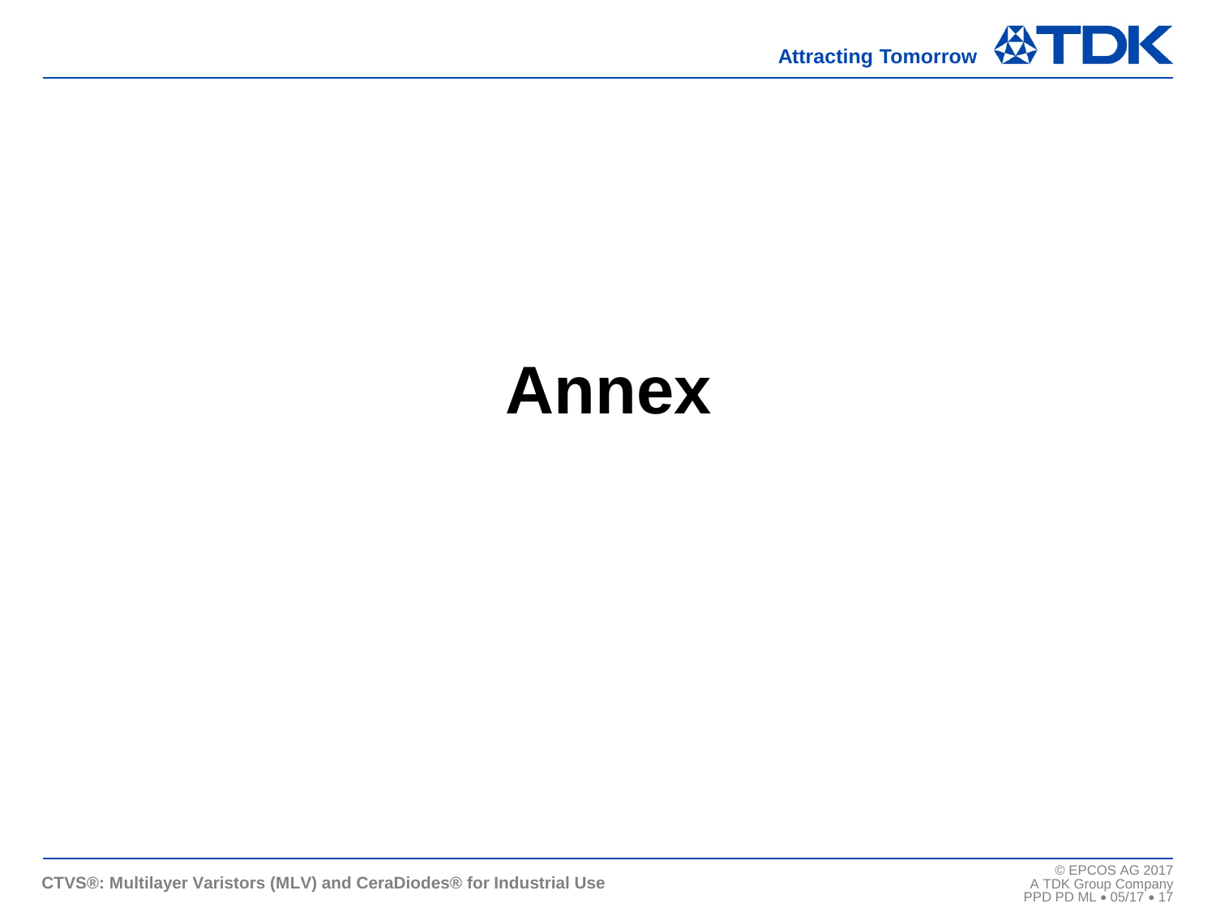# Annex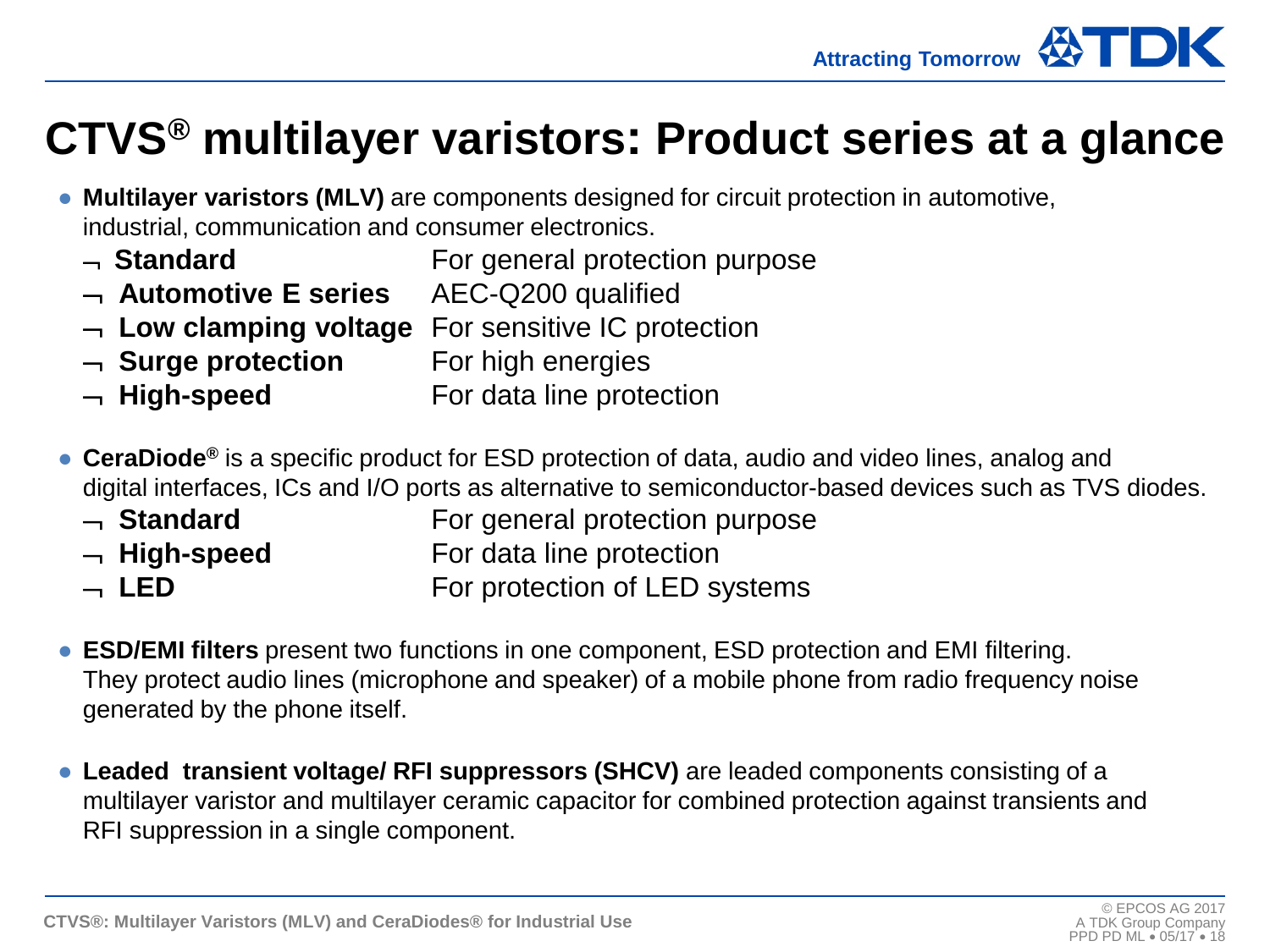# CTVS® multilayer varistors: Product series at a glance

- **Multilayer varistors (MLV)** are components designed for circuit protection in automotive, industrial, communication and consumer electronics.
  - **Standard** For general protection purpose
  - **Automotive E series** AEC-Q200 qualified
  - **Low clamping voltage** For sensitive IC protection
  - **Surge protection** For high energies
  - **High-speed** For data line protection

- **CeraDiode®** is a specific product for ESD protection of data, audio and video lines, analog and digital interfaces, ICs and I/O ports as alternative to semiconductor-based devices such as TVS diodes.
  - **Standard** For general protection purpose
  - **High-speed** For data line protection
  - **LED** For protection of LED systems

- **ESD/EMI filters** present two functions in one component, ESD protection and EMI filtering. They protect audio lines (microphone and speaker) of a mobile phone from radio frequency noise generated by the phone itself.

- **Leaded transient voltage/ RFI suppressors (SHCV)** are leaded components consisting of a multilayer varistor and multilayer ceramic capacitor for combined protection against transients and RFI suppression in a single component.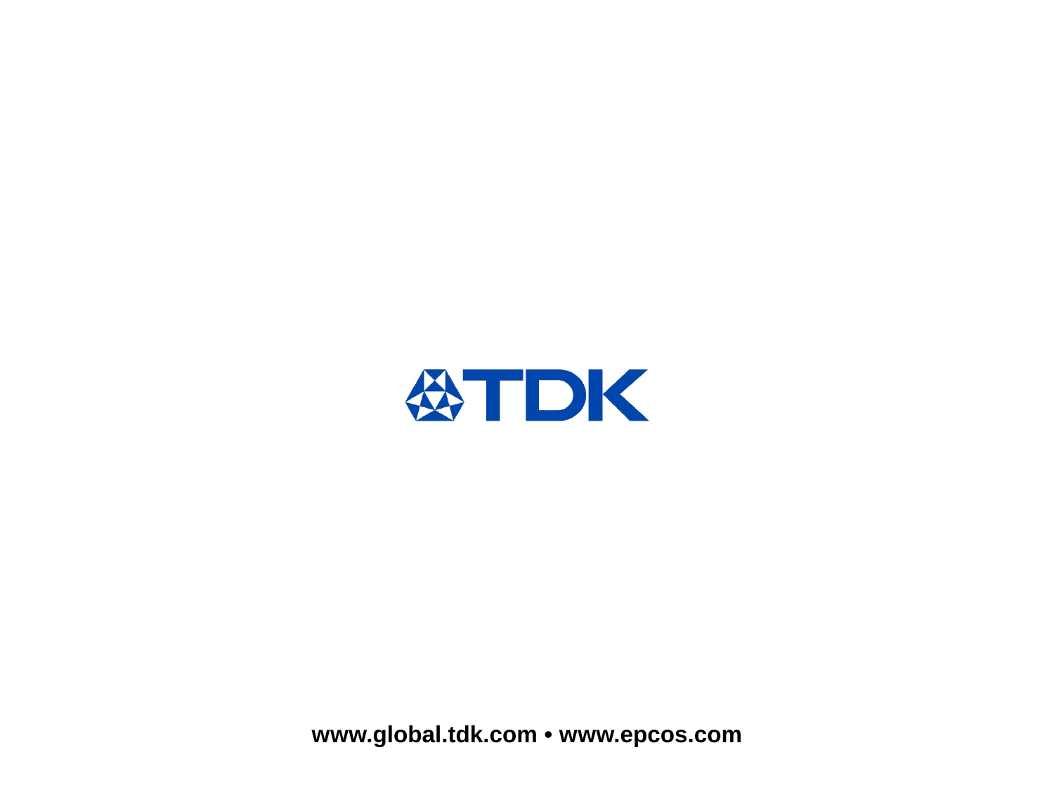TDK

**www.global.tdk.com • www.epcos.com**